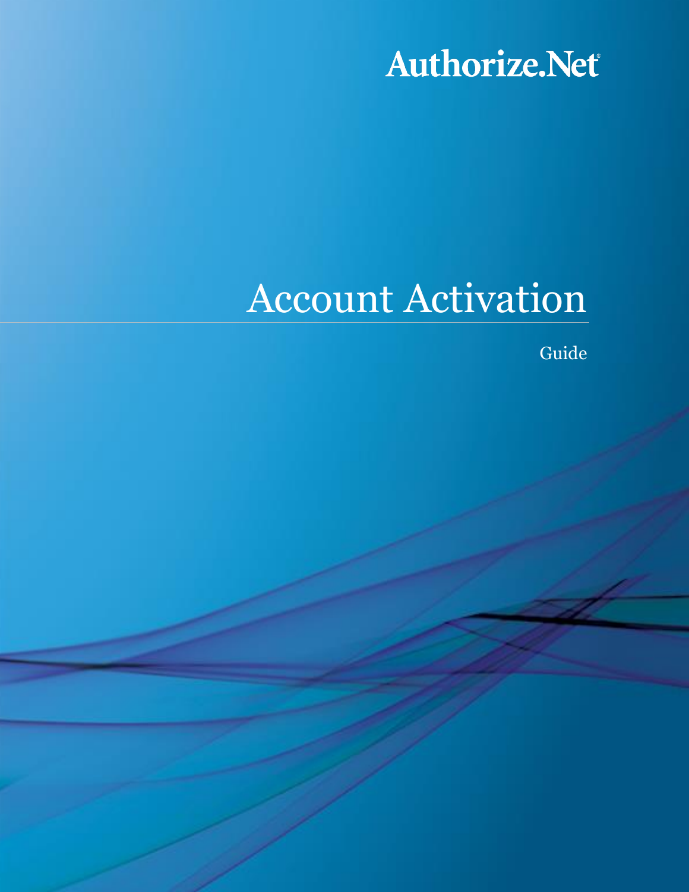Authorize.Net®

# Account Activation

Guide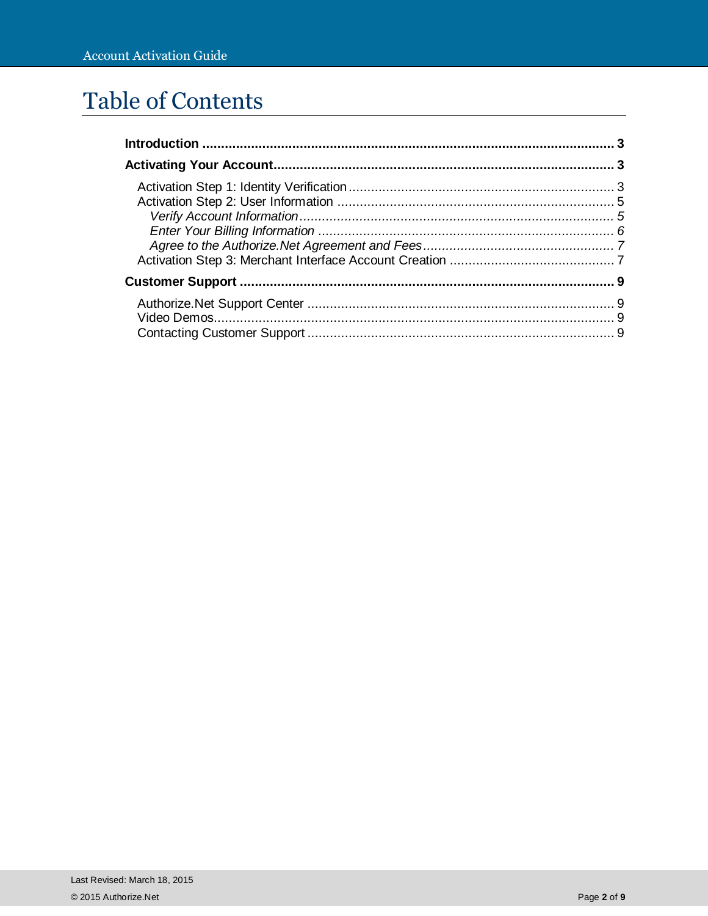# Table of Contents

**Introduction** .......................................................................................................... **3**

**Activating Your Account**.......................................................................................... **3**

- Activation Step 1: Identity Verification ...................................................................... 3
- Activation Step 2: User Information .......................................................................... 5
  - *Verify Account Information* ................................................................................... *5*
  - *Enter Your Billing Information* .............................................................................. *6*
  - *Agree to the Authorize.Net Agreement and Fees* ................................................... *7*
- Activation Step 3: Merchant Interface Account Creation ............................................ 7

**Customer Support** .................................................................................................. **9**

- Authorize.Net Support Center .................................................................................. 9
- Video Demos............................................................................................................ 9
- Contacting Customer Support .................................................................................. 9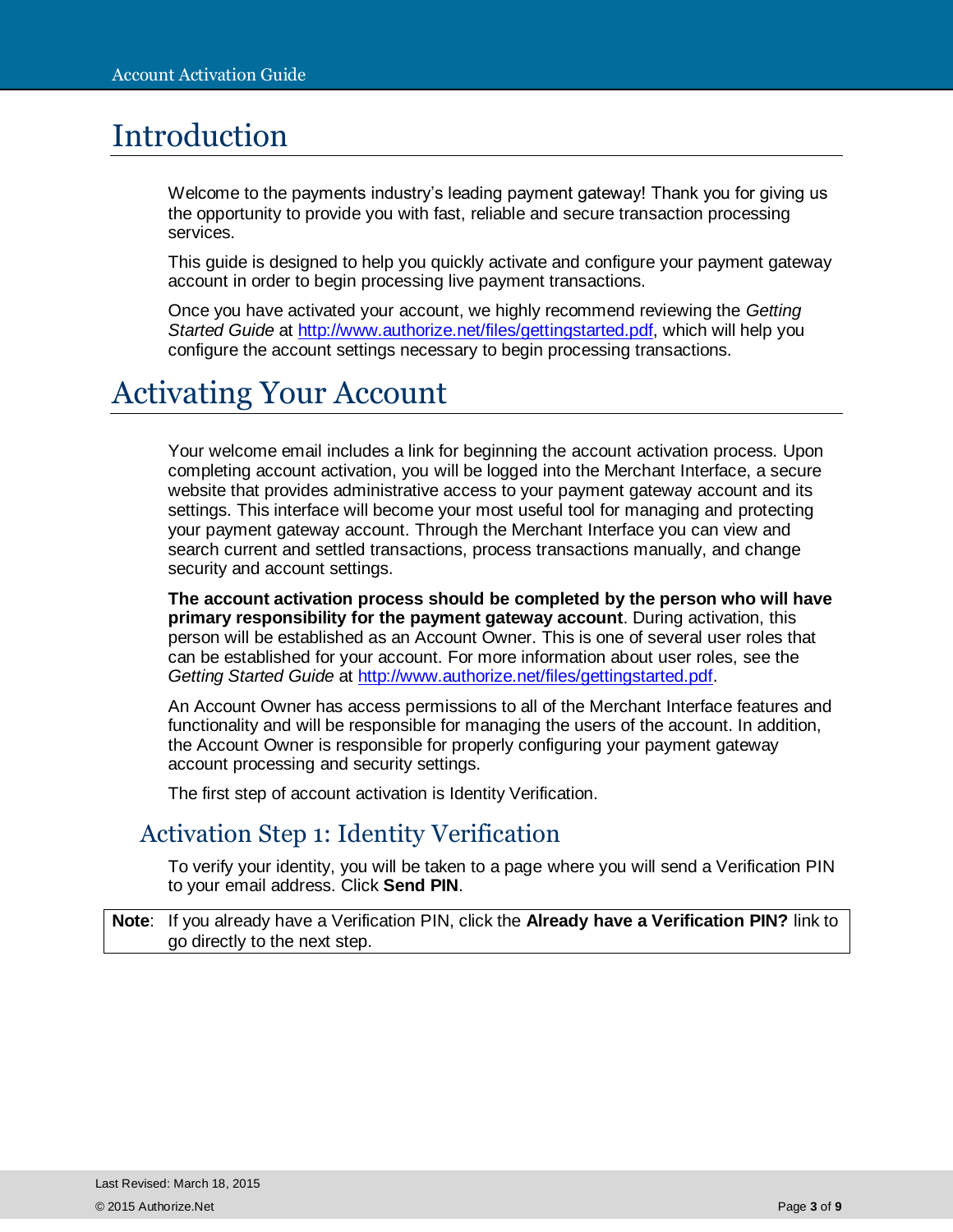# Introduction

Welcome to the payments industry's leading payment gateway! Thank you for giving us the opportunity to provide you with fast, reliable and secure transaction processing services.

This guide is designed to help you quickly activate and configure your payment gateway account in order to begin processing live payment transactions.

Once you have activated your account, we highly recommend reviewing the *Getting Started Guide* at http://www.authorize.net/files/gettingstarted.pdf, which will help you configure the account settings necessary to begin processing transactions.

# Activating Your Account

Your welcome email includes a link for beginning the account activation process. Upon completing account activation, you will be logged into the Merchant Interface, a secure website that provides administrative access to your payment gateway account and its settings. This interface will become your most useful tool for managing and protecting your payment gateway account. Through the Merchant Interface you can view and search current and settled transactions, process transactions manually, and change security and account settings.

**The account activation process should be completed by the person who will have primary responsibility for the payment gateway account**. During activation, this person will be established as an Account Owner. This is one of several user roles that can be established for your account. For more information about user roles, see the *Getting Started Guide* at http://www.authorize.net/files/gettingstarted.pdf.

An Account Owner has access permissions to all of the Merchant Interface features and functionality and will be responsible for managing the users of the account. In addition, the Account Owner is responsible for properly configuring your payment gateway account processing and security settings.

The first step of account activation is Identity Verification.

## Activation Step 1: Identity Verification

To verify your identity, you will be taken to a page where you will send a Verification PIN to your email address. Click **Send PIN**.

> **Note**: If you already have a Verification PIN, click the **Already have a Verification PIN?** link to go directly to the next step.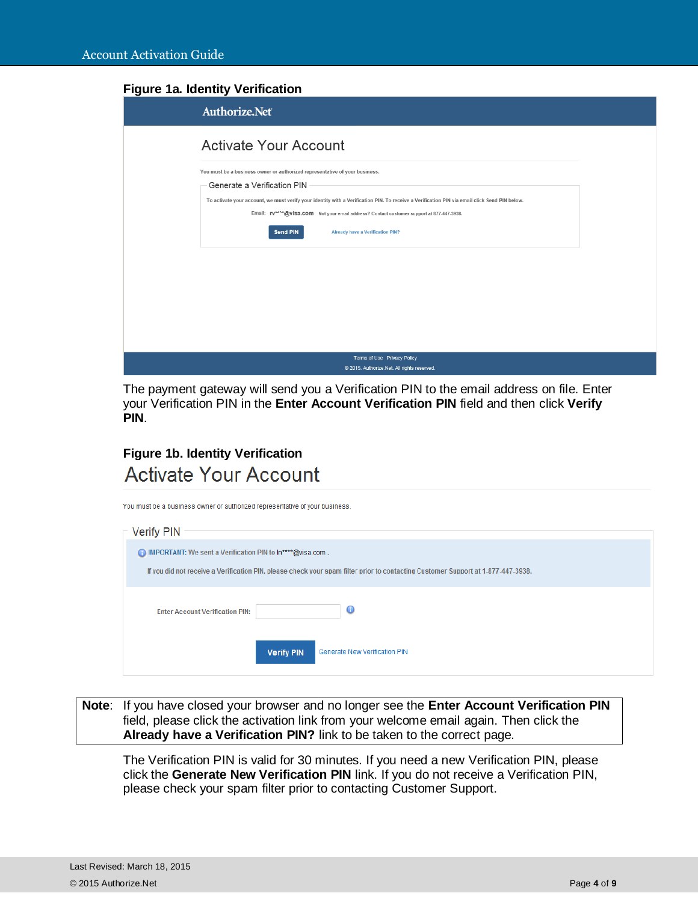**Figure 1a. Identity Verification**

The payment gateway will send you a Verification PIN to the email address on file. Enter your Verification PIN in the **Enter Account Verification PIN** field and then click **Verify PIN**.

**Figure 1b. Identity Verification**

| **Note**: | If you have closed your browser and no longer see the **Enter Account Verification PIN** field, please click the activation link from your welcome email again. Then click the **Already have a Verification PIN?** link to be taken to the correct page. |
|---|---|

The Verification PIN is valid for 30 minutes. If you need a new Verification PIN, please click the **Generate New Verification PIN** link. If you do not receive a Verification PIN, please check your spam filter prior to contacting Customer Support.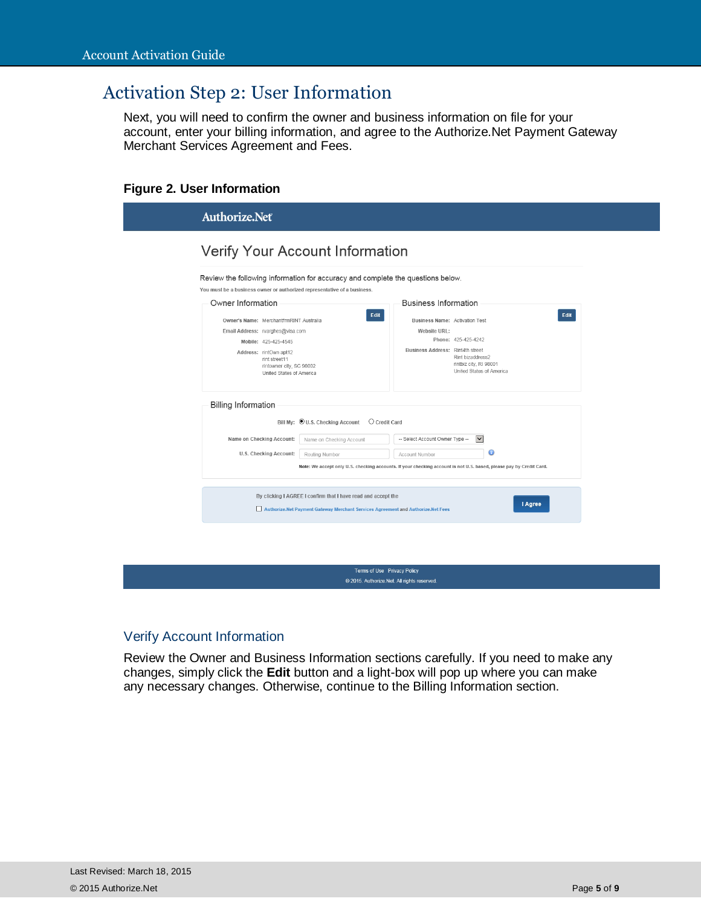## Activation Step 2: User Information

Next, you will need to confirm the owner and business information on file for your account, enter your billing information, and agree to the Authorize.Net Payment Gateway Merchant Services Agreement and Fees.

**Figure 2. User Information**

### Verify Account Information

Review the Owner and Business Information sections carefully. If you need to make any changes, simply click the **Edit** button and a light-box will pop up where you can make any necessary changes. Otherwise, continue to the Billing Information section.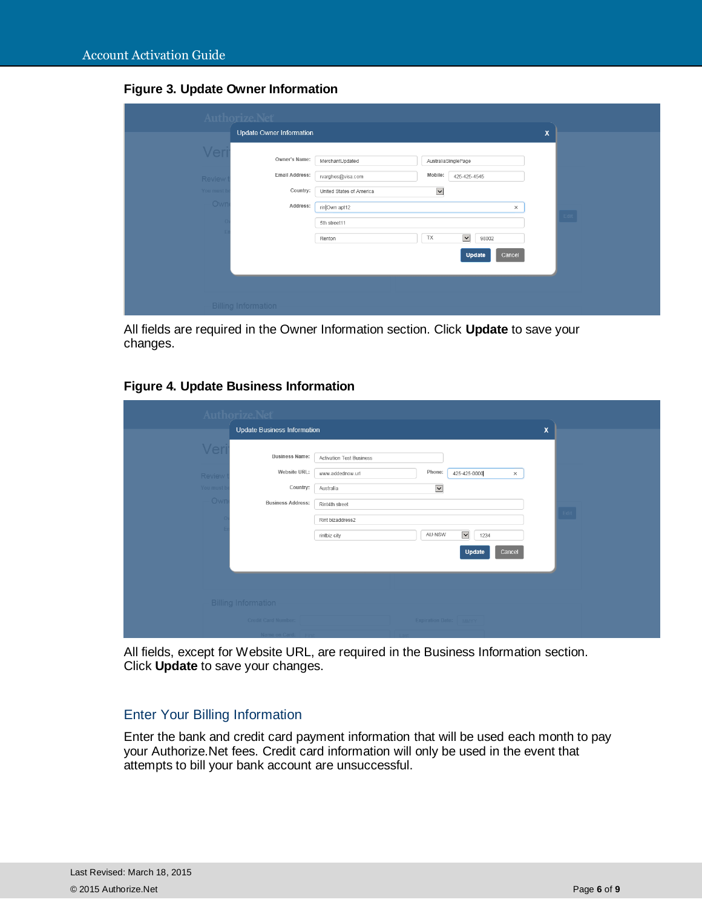**Figure 3. Update Owner Information**

All fields are required in the Owner Information section. Click **Update** to save your changes.

**Figure 4. Update Business Information**

All fields, except for Website URL, are required in the Business Information section. Click **Update** to save your changes.

## Enter Your Billing Information

Enter the bank and credit card payment information that will be used each month to pay your Authorize.Net fees. Credit card information will only be used in the event that attempts to bill your bank account are unsuccessful.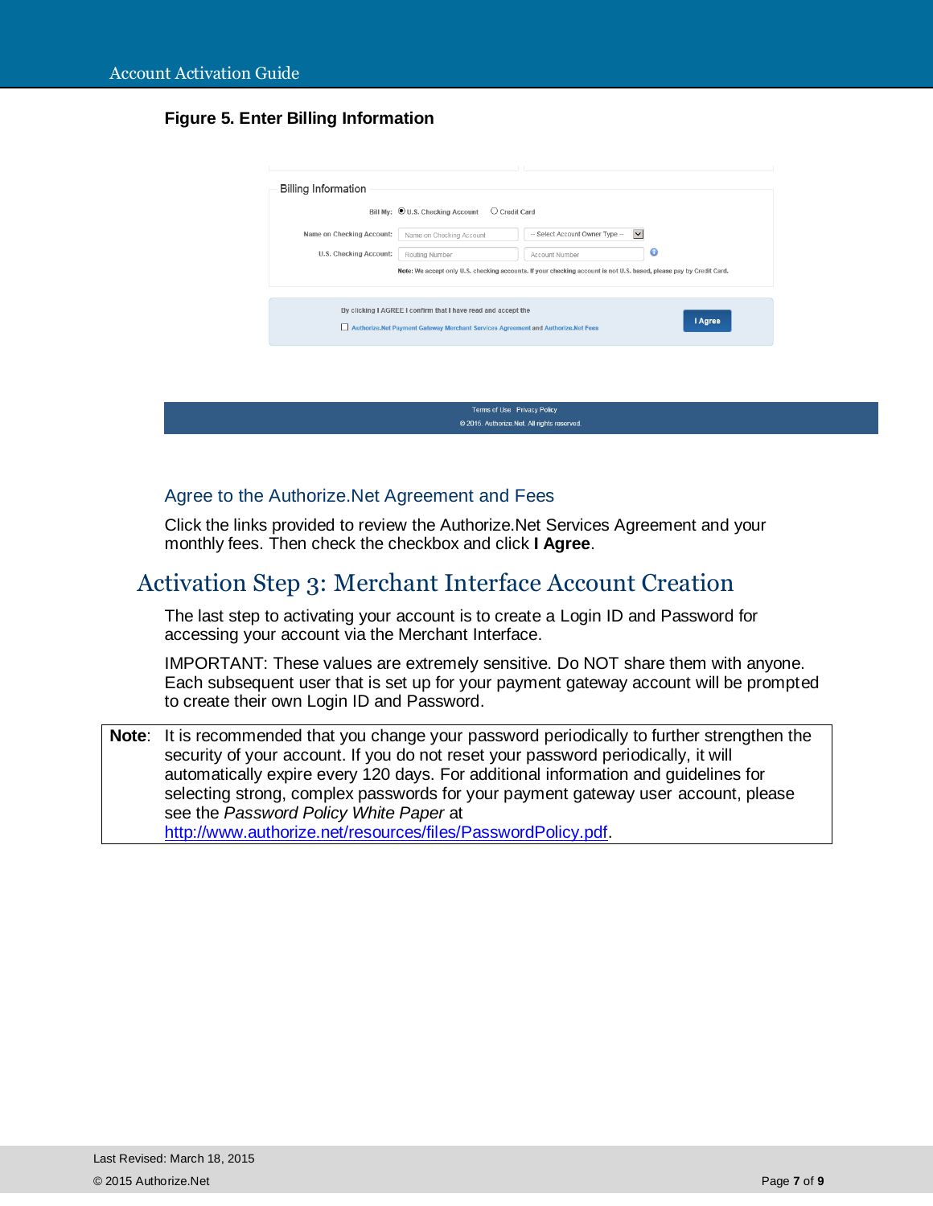**Figure 5. Enter Billing Information**

### Agree to the Authorize.Net Agreement and Fees

Click the links provided to review the Authorize.Net Services Agreement and your monthly fees. Then check the checkbox and click **I Agree**.

## Activation Step 3: Merchant Interface Account Creation

The last step to activating your account is to create a Login ID and Password for accessing your account via the Merchant Interface.

IMPORTANT: These values are extremely sensitive. Do NOT share them with anyone. Each subsequent user that is set up for your payment gateway account will be prompted to create their own Login ID and Password.

| **Note**: | It is recommended that you change your password periodically to further strengthen the security of your account. If you do not reset your password periodically, it will automatically expire every 120 days. For additional information and guidelines for selecting strong, complex passwords for your payment gateway user account, please see the *Password Policy White Paper* at http://www.authorize.net/resources/files/PasswordPolicy.pdf. |
|---|---|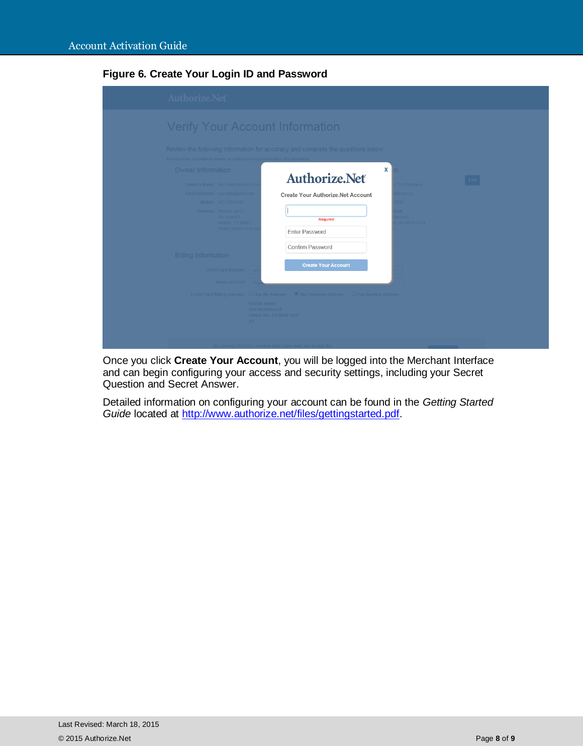**Figure 6. Create Your Login ID and Password**

Once you click **Create Your Account**, you will be logged into the Merchant Interface and can begin configuring your access and security settings, including your Secret Question and Secret Answer.

Detailed information on configuring your account can be found in the *Getting Started Guide* located at http://www.authorize.net/files/gettingstarted.pdf.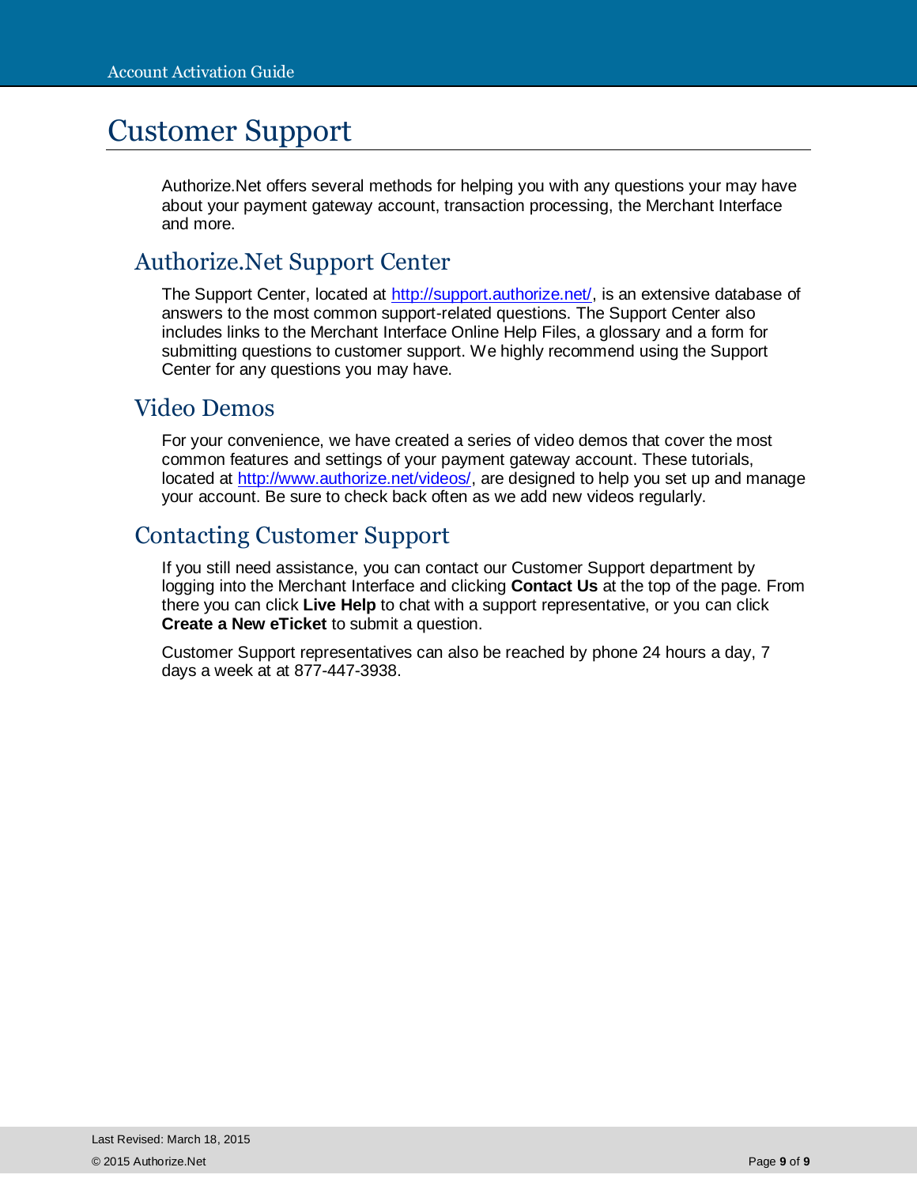# Customer Support

Authorize.Net offers several methods for helping you with any questions your may have about your payment gateway account, transaction processing, the Merchant Interface and more.

## Authorize.Net Support Center

The Support Center, located at http://support.authorize.net/, is an extensive database of answers to the most common support-related questions. The Support Center also includes links to the Merchant Interface Online Help Files, a glossary and a form for submitting questions to customer support. We highly recommend using the Support Center for any questions you may have.

## Video Demos

For your convenience, we have created a series of video demos that cover the most common features and settings of your payment gateway account. These tutorials, located at http://www.authorize.net/videos/, are designed to help you set up and manage your account. Be sure to check back often as we add new videos regularly.

## Contacting Customer Support

If you still need assistance, you can contact our Customer Support department by logging into the Merchant Interface and clicking **Contact Us** at the top of the page. From there you can click **Live Help** to chat with a support representative, or you can click **Create a New eTicket** to submit a question.

Customer Support representatives can also be reached by phone 24 hours a day, 7 days a week at at 877-447-3938.

Last Revised: March 18, 2015

© 2015 Authorize.Net